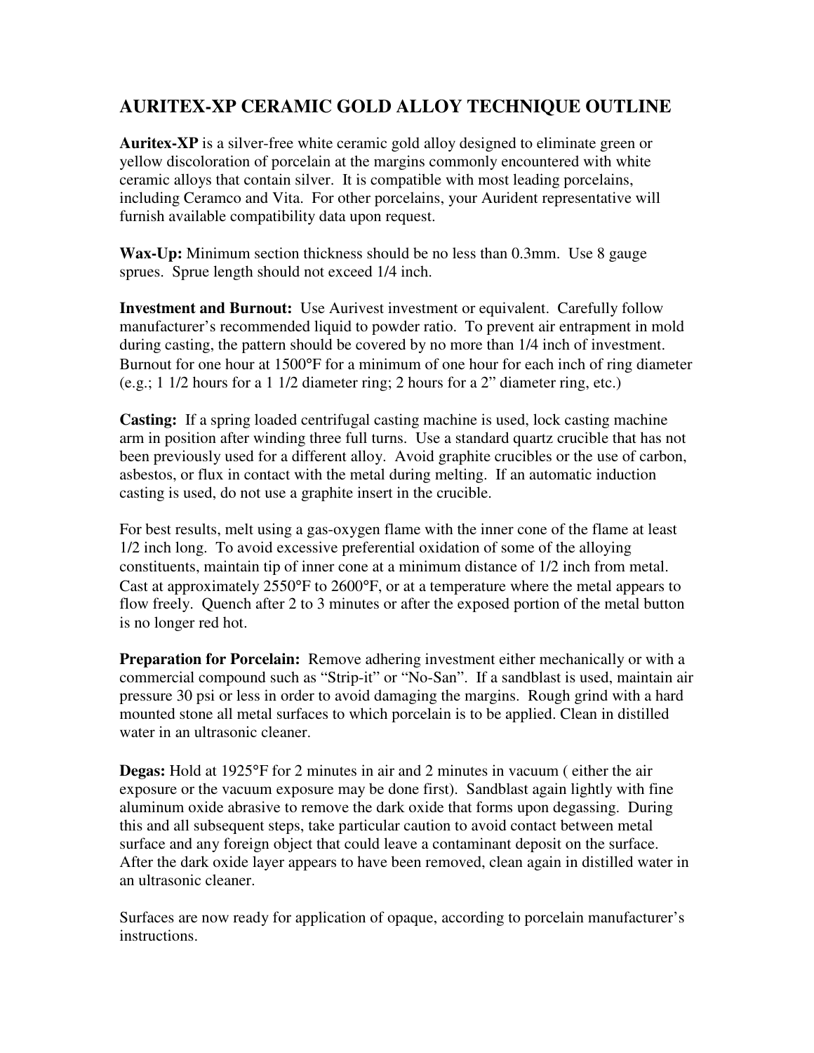# AURITEX-XP CERAMIC GOLD ALLOY TECHNIQUE OUTLINE

**Auritex-XP** is a silver-free white ceramic gold alloy designed to eliminate green or yellow discoloration of porcelain at the margins commonly encountered with white ceramic alloys that contain silver. It is compatible with most leading porcelains, including Ceramco and Vita. For other porcelains, your Aurident representative will furnish available compatibility data upon request.

**Wax-Up:** Minimum section thickness should be no less than 0.3mm. Use 8 gauge sprues. Sprue length should not exceed 1/4 inch.

**Investment and Burnout:** Use Aurivest investment or equivalent. Carefully follow manufacturer's recommended liquid to powder ratio. To prevent air entrapment in mold during casting, the pattern should be covered by no more than 1/4 inch of investment. Burnout for one hour at 1500°F for a minimum of one hour for each inch of ring diameter (e.g.; 1 1/2 hours for a 1 1/2 diameter ring; 2 hours for a 2" diameter ring, etc.)

**Casting:** If a spring loaded centrifugal casting machine is used, lock casting machine arm in position after winding three full turns. Use a standard quartz crucible that has not been previously used for a different alloy. Avoid graphite crucibles or the use of carbon, asbestos, or flux in contact with the metal during melting. If an automatic induction casting is used, do not use a graphite insert in the crucible.

For best results, melt using a gas-oxygen flame with the inner cone of the flame at least 1/2 inch long. To avoid excessive preferential oxidation of some of the alloying constituents, maintain tip of inner cone at a minimum distance of 1/2 inch from metal. Cast at approximately 2550°F to 2600°F, or at a temperature where the metal appears to flow freely. Quench after 2 to 3 minutes or after the exposed portion of the metal button is no longer red hot.

**Preparation for Porcelain:** Remove adhering investment either mechanically or with a commercial compound such as "Strip-it" or "No-San". If a sandblast is used, maintain air pressure 30 psi or less in order to avoid damaging the margins. Rough grind with a hard mounted stone all metal surfaces to which porcelain is to be applied. Clean in distilled water in an ultrasonic cleaner.

**Degas:** Hold at 1925°F for 2 minutes in air and 2 minutes in vacuum ( either the air exposure or the vacuum exposure may be done first). Sandblast again lightly with fine aluminum oxide abrasive to remove the dark oxide that forms upon degassing. During this and all subsequent steps, take particular caution to avoid contact between metal surface and any foreign object that could leave a contaminant deposit on the surface. After the dark oxide layer appears to have been removed, clean again in distilled water in an ultrasonic cleaner.

Surfaces are now ready for application of opaque, according to porcelain manufacturer's instructions.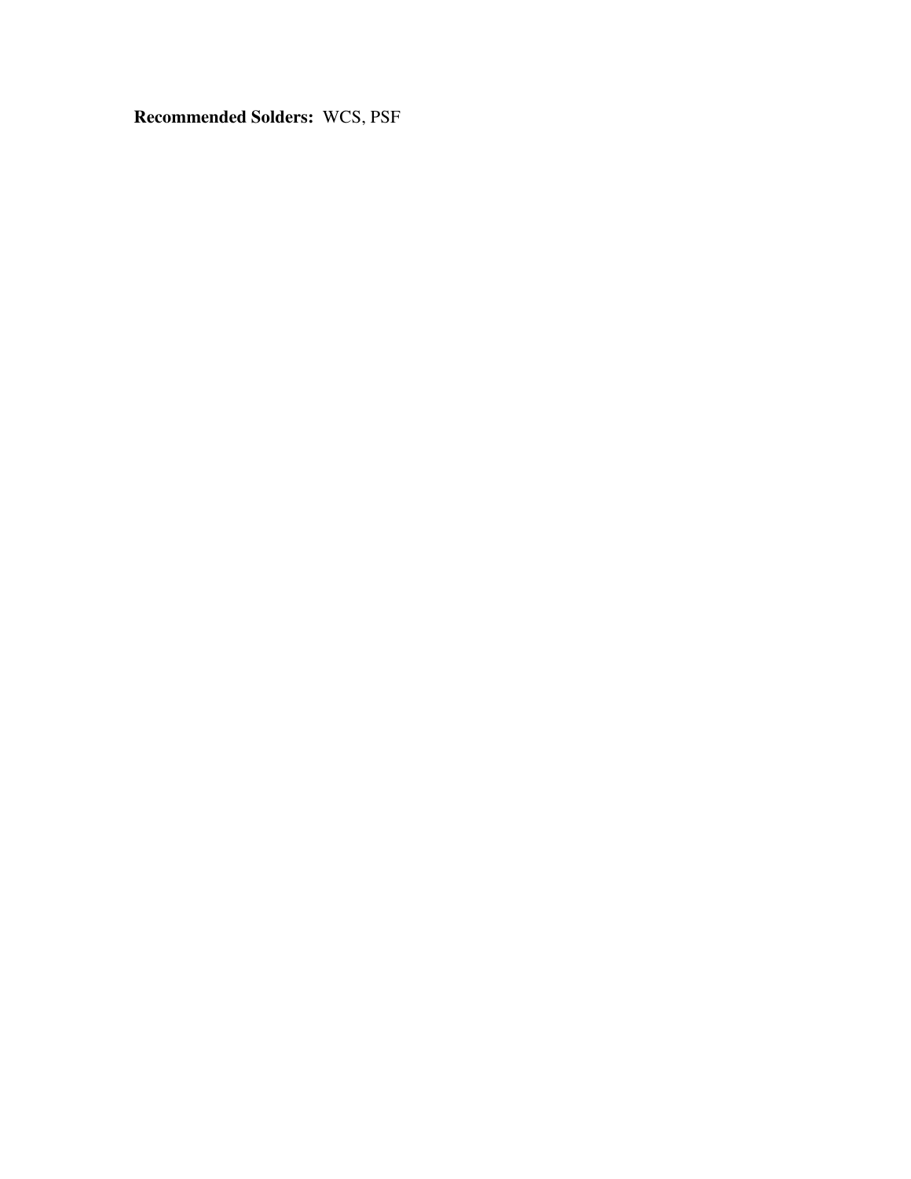**Recommended Solders:** WCS, PSF